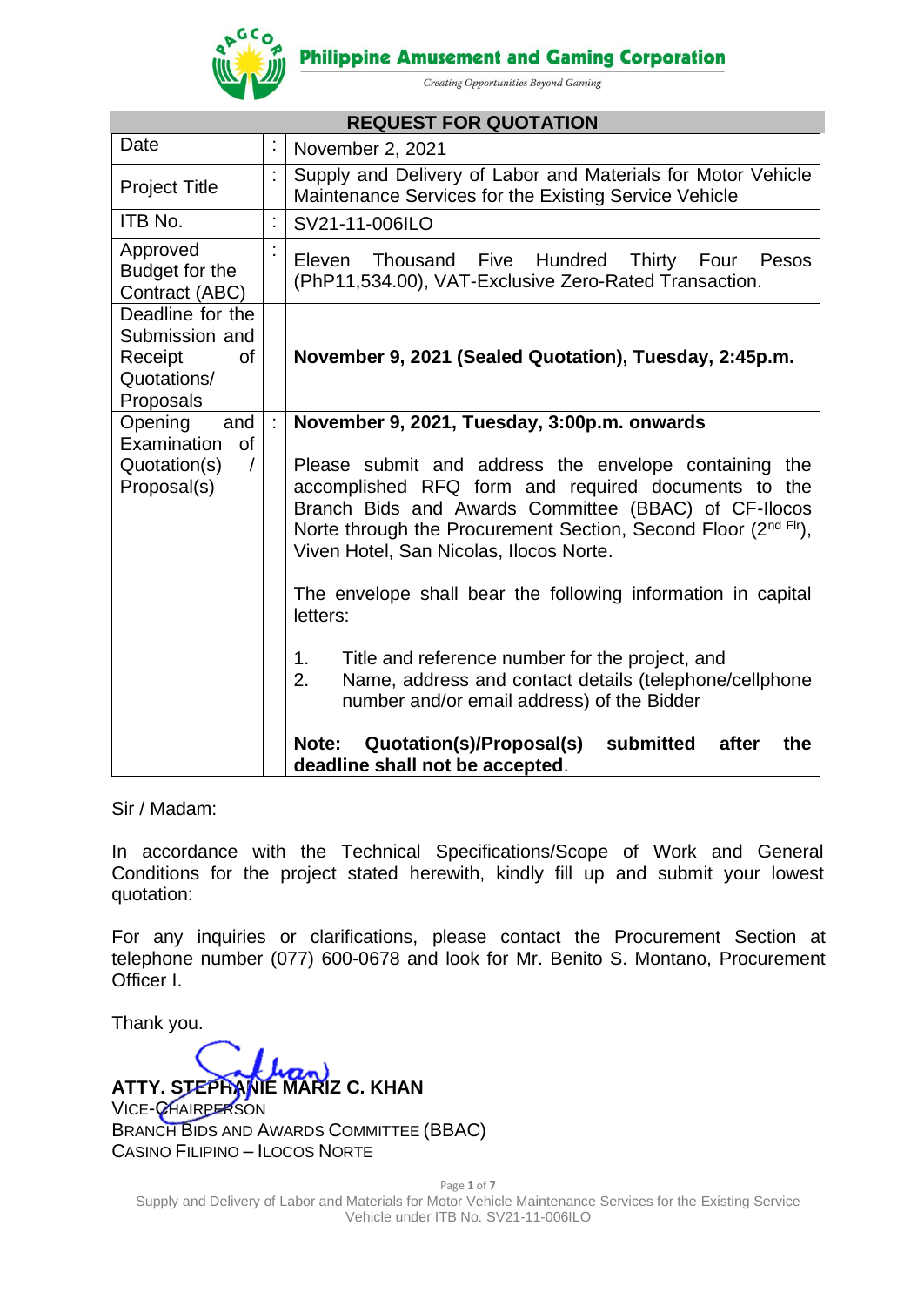**Philippine Amusement and Gaming Corporation**

*Creating Opportunities Beyond Gaming*

## REQUEST FOR QUOTATION

| | | |
|---|---|---|
| Date | : | November 2, 2021 |
| Project Title | : | Supply and Delivery of Labor and Materials for Motor Vehicle Maintenance Services for the Existing Service Vehicle |
| ITB No. | : | SV21-11-006ILO |
| Approved Budget for the Contract (ABC) | : | Eleven Thousand Five Hundred Thirty Four Pesos (PhP11,534.00), VAT-Exclusive Zero-Rated Transaction. |
| Deadline for the Submission and Receipt of Quotations/ Proposals | | **November 9, 2021 (Sealed Quotation), Tuesday, 2:45p.m.** |
| Opening and Examination of Quotation(s) / Proposal(s) | : | **November 9, 2021, Tuesday, 3:00p.m. onwards**<br><br>Please submit and address the envelope containing the accomplished RFQ form and required documents to the Branch Bids and Awards Committee (BBAC) of CF-Ilocos Norte through the Procurement Section, Second Floor (2nd Flr), Viven Hotel, San Nicolas, Ilocos Norte.<br><br>The envelope shall bear the following information in capital letters:<br><br>1. Title and reference number for the project, and<br>2. Name, address and contact details (telephone/cellphone number and/or email address) of the Bidder<br><br>**Note: Quotation(s)/Proposal(s) submitted after the deadline shall not be accepted**. |

Sir / Madam:

In accordance with the Technical Specifications/Scope of Work and General Conditions for the project stated herewith, kindly fill up and submit your lowest quotation:

For any inquiries or clarifications, please contact the Procurement Section at telephone number (077) 600-0678 and look for Mr. Benito S. Montano, Procurement Officer I.

Thank you.

**ATTY. STEPHANIE MARIZ C. KHAN**
VICE-CHAIRPERSON
BRANCH BIDS AND AWARDS COMMITTEE (BBAC)
CASINO FILIPINO – ILOCOS NORTE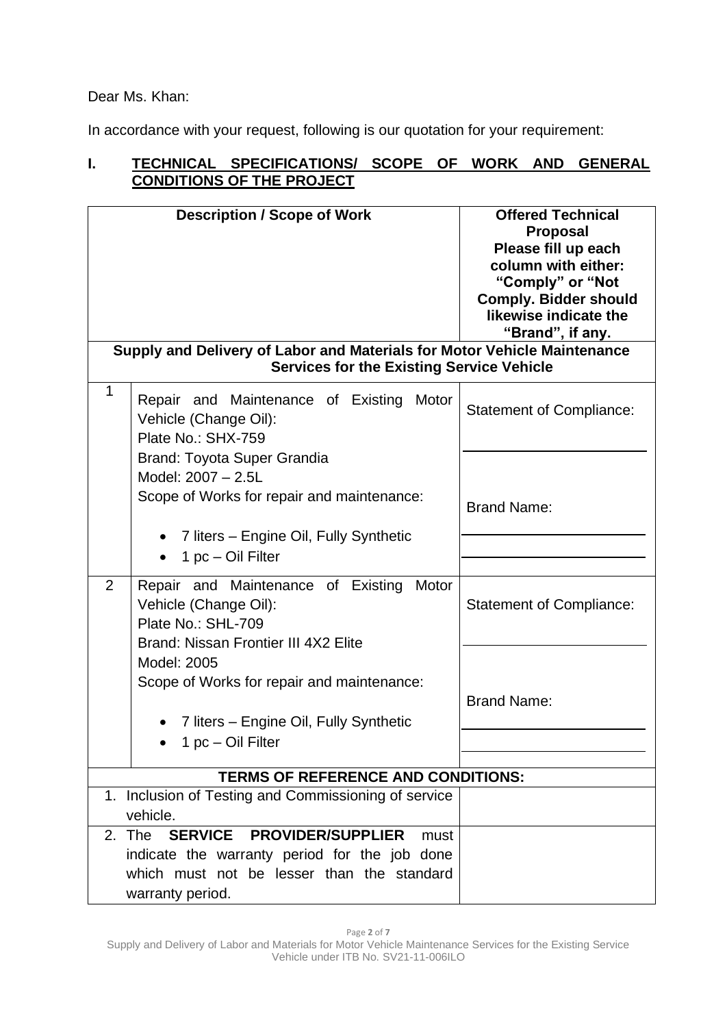Dear Ms. Khan:

In accordance with your request, following is our quotation for your requirement:

## I. TECHNICAL SPECIFICATIONS/ SCOPE OF WORK AND GENERAL CONDITIONS OF THE PROJECT

| Description / Scope of Work | | Offered Technical Proposal Please fill up each column with either: "Comply" or "Not Comply. Bidder should likewise indicate the "Brand", if any. |
|---|---|---|
| **Supply and Delivery of Labor and Materials for Motor Vehicle Maintenance Services for the Existing Service Vehicle** | | |
| 1 | Repair and Maintenance of Existing Motor Vehicle (Change Oil):<br>Plate No.: SHX-759<br>Brand: Toyota Super Grandia<br>Model: 2007 – 2.5L<br>Scope of Works for repair and maintenance:<br>• 7 liters – Engine Oil, Fully Synthetic<br>• 1 pc – Oil Filter | Statement of Compliance:<br>\_\_\_\_\_\_\_\_\_\_\_\_\_\_\_\_\_\_\_\_<br>Brand Name:<br>\_\_\_\_\_\_\_\_\_\_\_\_\_\_\_\_\_\_\_\_<br>\_\_\_\_\_\_\_\_\_\_\_\_\_\_\_\_\_\_\_\_ |
| 2 | Repair and Maintenance of Existing Motor Vehicle (Change Oil):<br>Plate No.: SHL-709<br>Brand: Nissan Frontier III 4X2 Elite<br>Model: 2005<br>Scope of Works for repair and maintenance:<br>• 7 liters – Engine Oil, Fully Synthetic<br>• 1 pc – Oil Filter | Statement of Compliance:<br>\_\_\_\_\_\_\_\_\_\_\_\_\_\_\_\_\_\_\_\_<br>Brand Name:<br>\_\_\_\_\_\_\_\_\_\_\_\_\_\_\_\_\_\_\_\_<br>\_\_\_\_\_\_\_\_\_\_\_\_\_\_\_\_\_\_\_\_ |
| **TERMS OF REFERENCE AND CONDITIONS:** | | |
| 1. Inclusion of Testing and Commissioning of service vehicle. | | |
| 2. The **SERVICE PROVIDER/SUPPLIER** must indicate the warranty period for the job done which must not be lesser than the standard warranty period. | | |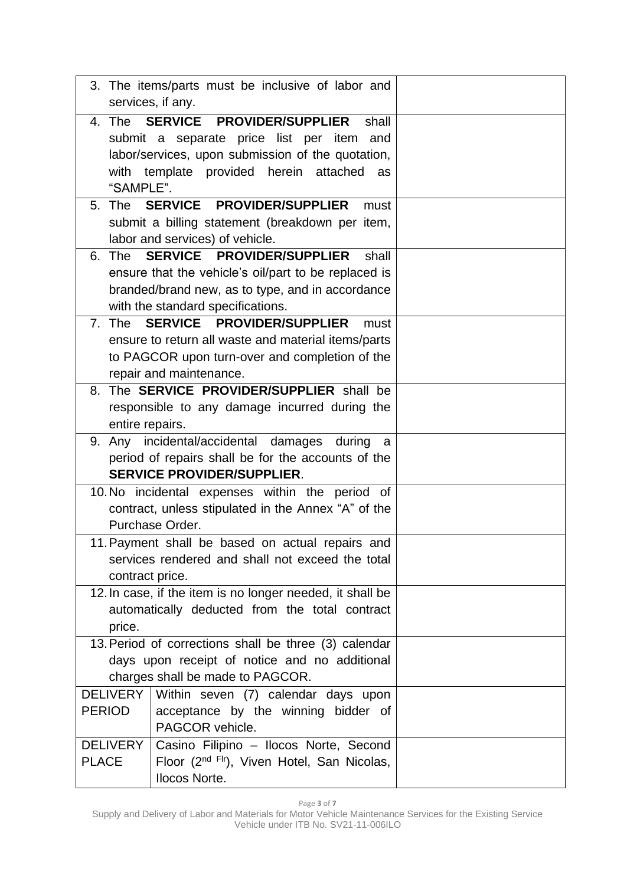| | | |
|---|---|---|
| 3. The items/parts must be inclusive of labor and services, if any. | | |
| 4. The **SERVICE PROVIDER/SUPPLIER** shall submit a separate price list per item and labor/services, upon submission of the quotation, with template provided herein attached as "SAMPLE". | | |
| 5. The **SERVICE PROVIDER/SUPPLIER** must submit a billing statement (breakdown per item, labor and services) of vehicle. | | |
| 6. The **SERVICE PROVIDER/SUPPLIER** shall ensure that the vehicle's oil/part to be replaced is branded/brand new, as to type, and in accordance with the standard specifications. | | |
| 7. The **SERVICE PROVIDER/SUPPLIER** must ensure to return all waste and material items/parts to PAGCOR upon turn-over and completion of the repair and maintenance. | | |
| 8. The **SERVICE PROVIDER/SUPPLIER** shall be responsible to any damage incurred during the entire repairs. | | |
| 9. Any incidental/accidental damages during a period of repairs shall be for the accounts of the **SERVICE PROVIDER/SUPPLIER**. | | |
| 10. No incidental expenses within the period of contract, unless stipulated in the Annex "A" of the Purchase Order. | | |
| 11. Payment shall be based on actual repairs and services rendered and shall not exceed the total contract price. | | |
| 12. In case, if the item is no longer needed, it shall be automatically deducted from the total contract price. | | |
| 13. Period of corrections shall be three (3) calendar days upon receipt of notice and no additional charges shall be made to PAGCOR. | | |
| DELIVERY PERIOD | Within seven (7) calendar days upon acceptance by the winning bidder of PAGCOR vehicle. | |
| DELIVERY PLACE | Casino Filipino – Ilocos Norte, Second Floor (2nd Flr), Viven Hotel, San Nicolas, Ilocos Norte. | |

Supply and Delivery of Labor and Materials for Motor Vehicle Maintenance Services for the Existing Service Vehicle under ITB No. SV21-11-006ILO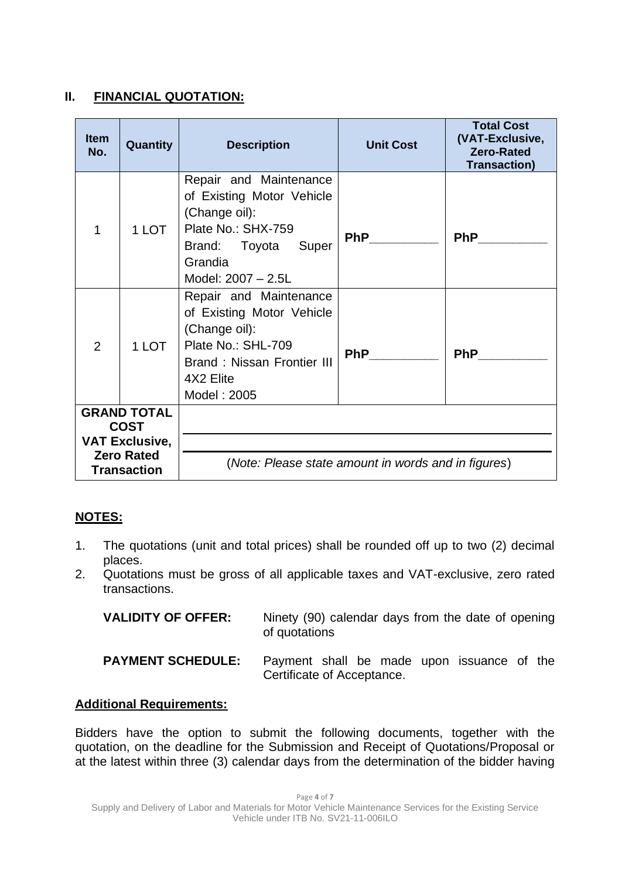## II. FINANCIAL QUOTATION:

| Item No. | Quantity | Description | Unit Cost | Total Cost (VAT-Exclusive, Zero-Rated Transaction) |
|---|---|---|---|---|
| 1 | 1 LOT | Repair and Maintenance of Existing Motor Vehicle (Change oil):<br>Plate No.: SHX-759<br>Brand: Toyota Super Grandia<br>Model: 2007 – 2.5L | **PhP__________** | **PhP__________** |
| 2 | 1 LOT | Repair and Maintenance of Existing Motor Vehicle (Change oil):<br>Plate No.: SHL-709<br>Brand : Nissan Frontier III 4X2 Elite<br>Model : 2005 | **PhP__________** | **PhP__________** |
| **GRAND TOTAL COST VAT Exclusive, Zero Rated Transaction** | | ______________________________<br>______________________________<br>(*Note: Please state amount in words and in figures*) | | |

**NOTES:**

1. The quotations (unit and total prices) shall be rounded off up to two (2) decimal places.
2. Quotations must be gross of all applicable taxes and VAT-exclusive, zero rated transactions.

**VALIDITY OF OFFER:** Ninety (90) calendar days from the date of opening of quotations

**PAYMENT SCHEDULE:** Payment shall be made upon issuance of the Certificate of Acceptance.

**Additional Requirements:**

Bidders have the option to submit the following documents, together with the quotation, on the deadline for the Submission and Receipt of Quotations/Proposal or at the latest within three (3) calendar days from the determination of the bidder having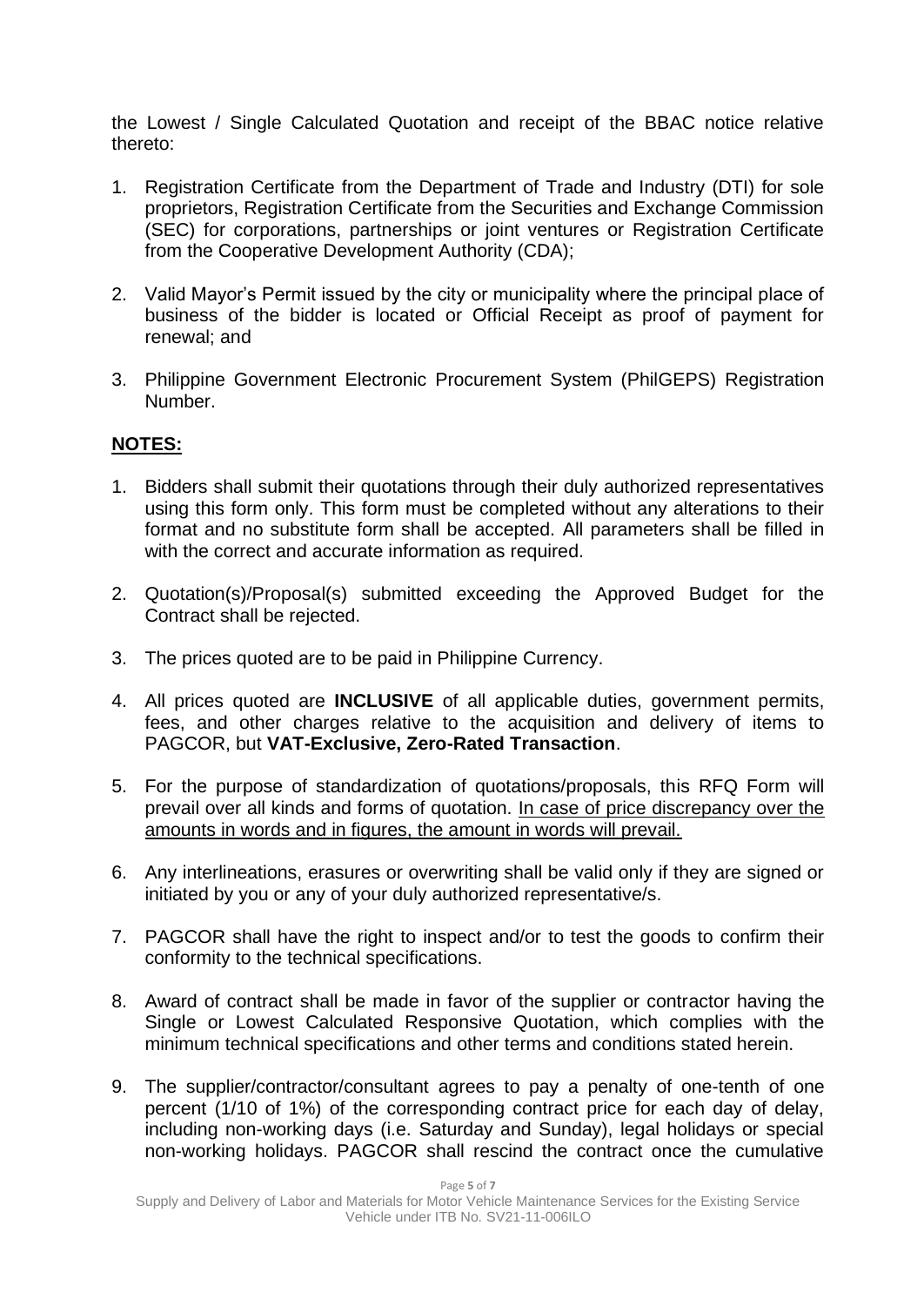the Lowest / Single Calculated Quotation and receipt of the BBAC notice relative thereto:

1. Registration Certificate from the Department of Trade and Industry (DTI) for sole proprietors, Registration Certificate from the Securities and Exchange Commission (SEC) for corporations, partnerships or joint ventures or Registration Certificate from the Cooperative Development Authority (CDA);

2. Valid Mayor's Permit issued by the city or municipality where the principal place of business of the bidder is located or Official Receipt as proof of payment for renewal; and

3. Philippine Government Electronic Procurement System (PhilGEPS) Registration Number.

**NOTES:**

1. Bidders shall submit their quotations through their duly authorized representatives using this form only. This form must be completed without any alterations to their format and no substitute form shall be accepted. All parameters shall be filled in with the correct and accurate information as required.

2. Quotation(s)/Proposal(s) submitted exceeding the Approved Budget for the Contract shall be rejected.

3. The prices quoted are to be paid in Philippine Currency.

4. All prices quoted are **INCLUSIVE** of all applicable duties, government permits, fees, and other charges relative to the acquisition and delivery of items to PAGCOR, but **VAT-Exclusive, Zero-Rated Transaction**.

5. For the purpose of standardization of quotations/proposals, this RFQ Form will prevail over all kinds and forms of quotation. In case of price discrepancy over the amounts in words and in figures, the amount in words will prevail.

6. Any interlineations, erasures or overwriting shall be valid only if they are signed or initiated by you or any of your duly authorized representative/s.

7. PAGCOR shall have the right to inspect and/or to test the goods to confirm their conformity to the technical specifications.

8. Award of contract shall be made in favor of the supplier or contractor having the Single or Lowest Calculated Responsive Quotation, which complies with the minimum technical specifications and other terms and conditions stated herein.

9. The supplier/contractor/consultant agrees to pay a penalty of one-tenth of one percent (1/10 of 1%) of the corresponding contract price for each day of delay, including non-working days (i.e. Saturday and Sunday), legal holidays or special non-working holidays. PAGCOR shall rescind the contract once the cumulative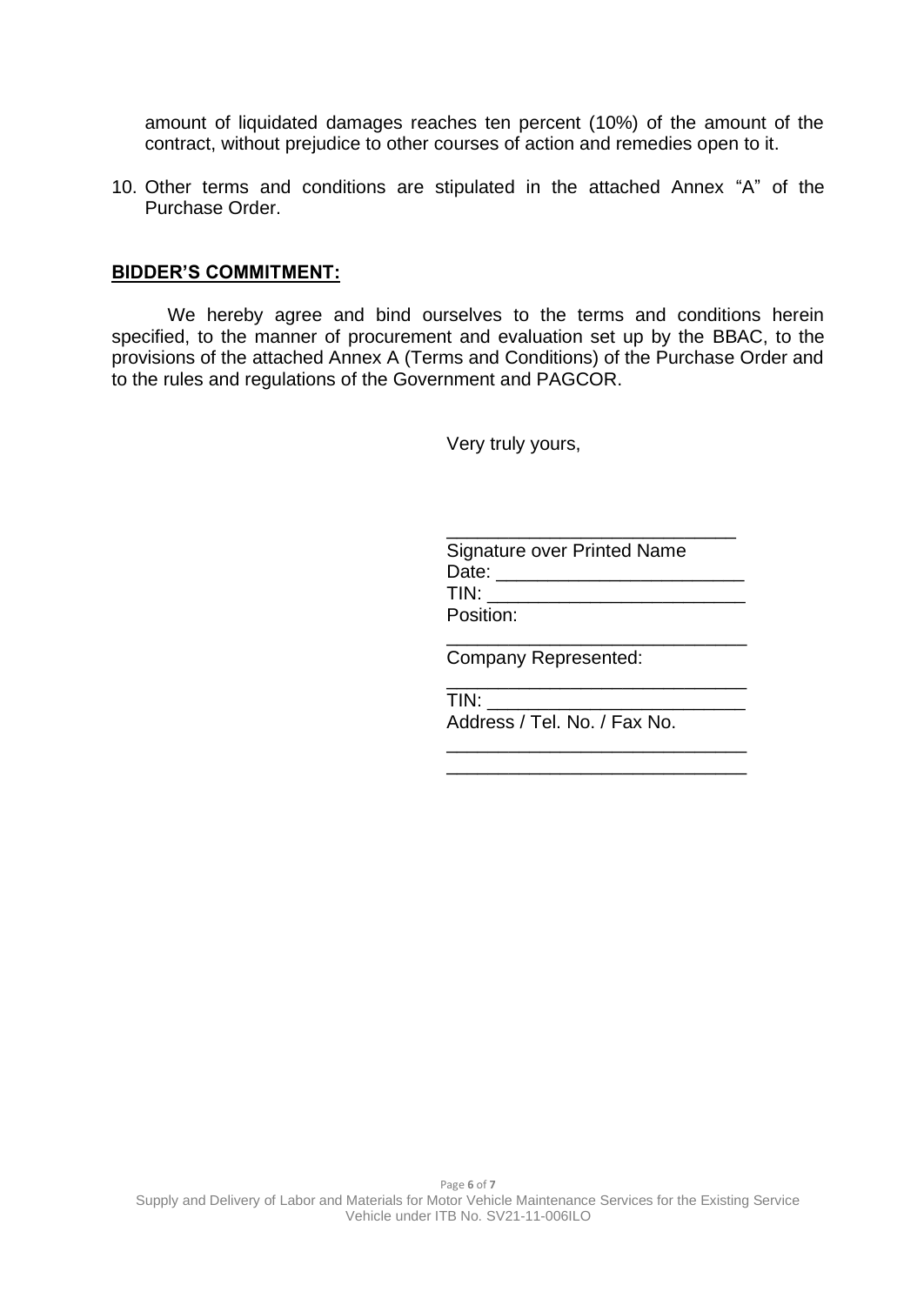amount of liquidated damages reaches ten percent (10%) of the amount of the contract, without prejudice to other courses of action and remedies open to it.

10. Other terms and conditions are stipulated in the attached Annex "A" of the Purchase Order.

**BIDDER'S COMMITMENT:**

We hereby agree and bind ourselves to the terms and conditions herein specified, to the manner of procurement and evaluation set up by the BBAC, to the provisions of the attached Annex A (Terms and Conditions) of the Purchase Order and to the rules and regulations of the Government and PAGCOR.

Very truly yours,

\_\_\_\_\_\_\_\_\_\_\_\_\_\_\_\_\_\_\_\_\_\_\_\_\_\_\_\_
Signature over Printed Name
Date: \_\_\_\_\_\_\_\_\_\_\_\_\_\_\_\_\_\_\_\_\_\_\_\_
TIN: \_\_\_\_\_\_\_\_\_\_\_\_\_\_\_\_\_\_\_\_\_\_\_\_\_\_
Position:
\_\_\_\_\_\_\_\_\_\_\_\_\_\_\_\_\_\_\_\_\_\_\_\_\_\_\_\_\_\_
Company Represented:
\_\_\_\_\_\_\_\_\_\_\_\_\_\_\_\_\_\_\_\_\_\_\_\_\_\_\_\_\_\_
TIN: \_\_\_\_\_\_\_\_\_\_\_\_\_\_\_\_\_\_\_\_\_\_\_\_\_\_
Address / Tel. No. / Fax No.
\_\_\_\_\_\_\_\_\_\_\_\_\_\_\_\_\_\_\_\_\_\_\_\_\_\_\_\_\_\_
\_\_\_\_\_\_\_\_\_\_\_\_\_\_\_\_\_\_\_\_\_\_\_\_\_\_\_\_\_\_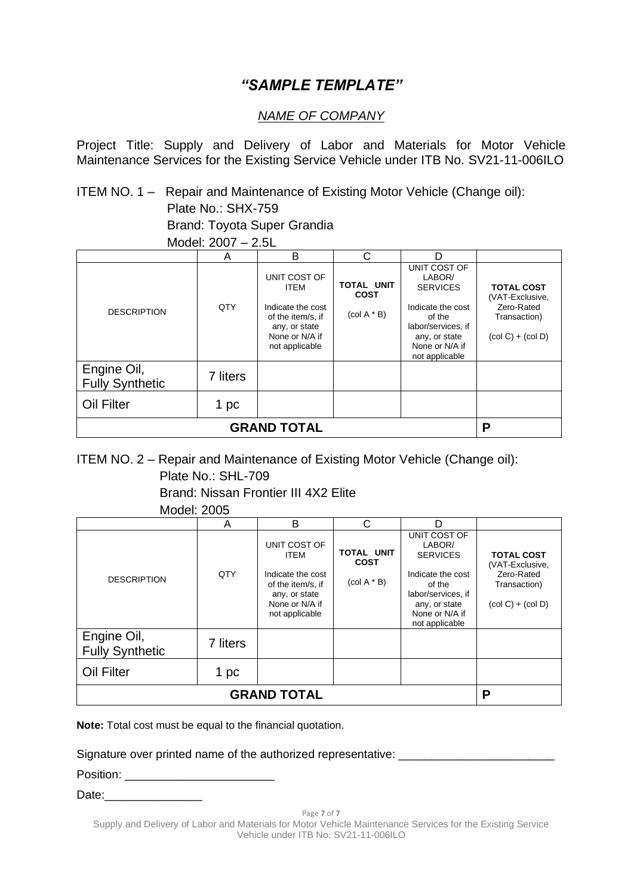# *"SAMPLE TEMPLATE"*

*NAME OF COMPANY*

Project Title: Supply and Delivery of Labor and Materials for Motor Vehicle Maintenance Services for the Existing Service Vehicle under ITB No. SV21-11-006ILO

ITEM NO. 1 – Repair and Maintenance of Existing Motor Vehicle (Change oil):
Plate No.: SHX-759
Brand: Toyota Super Grandia
Model: 2007 – 2.5L

| | A | B | C | D | |
|---|---|---|---|---|---|
| DESCRIPTION | QTY | UNIT COST OF ITEM<br><br>Indicate the cost of the item/s, if any, or state None or N/A if not applicable | **TOTAL UNIT COST**<br><br>(col A * B) | UNIT COST OF LABOR/ SERVICES<br><br>Indicate the cost of the labor/services, if any, or state None or N/A if not applicable | **TOTAL COST** (VAT-Exclusive, Zero-Rated Transaction)<br><br>(col C) + (col D) |
| Engine Oil, Fully Synthetic | 7 liters | | | | |
| Oil Filter | 1 pc | | | | |
| **GRAND TOTAL** | | | | | **P** |

ITEM NO. 2 – Repair and Maintenance of Existing Motor Vehicle (Change oil):
Plate No.: SHL-709
Brand: Nissan Frontier III 4X2 Elite
Model: 2005

| | A | B | C | D | |
|---|---|---|---|---|---|
| DESCRIPTION | QTY | UNIT COST OF ITEM<br><br>Indicate the cost of the item/s, if any, or state None or N/A if not applicable | **TOTAL UNIT COST**<br><br>(col A * B) | UNIT COST OF LABOR/ SERVICES<br><br>Indicate the cost of the labor/services, if any, or state None or N/A if not applicable | **TOTAL COST** (VAT-Exclusive, Zero-Rated Transaction)<br><br>(col C) + (col D) |
| Engine Oil, Fully Synthetic | 7 liters | | | | |
| Oil Filter | 1 pc | | | | |
| **GRAND TOTAL** | | | | | **P** |

**Note:** Total cost must be equal to the financial quotation.

Signature over printed name of the authorized representative: ________________________

Position: _______________________

Date:_______________